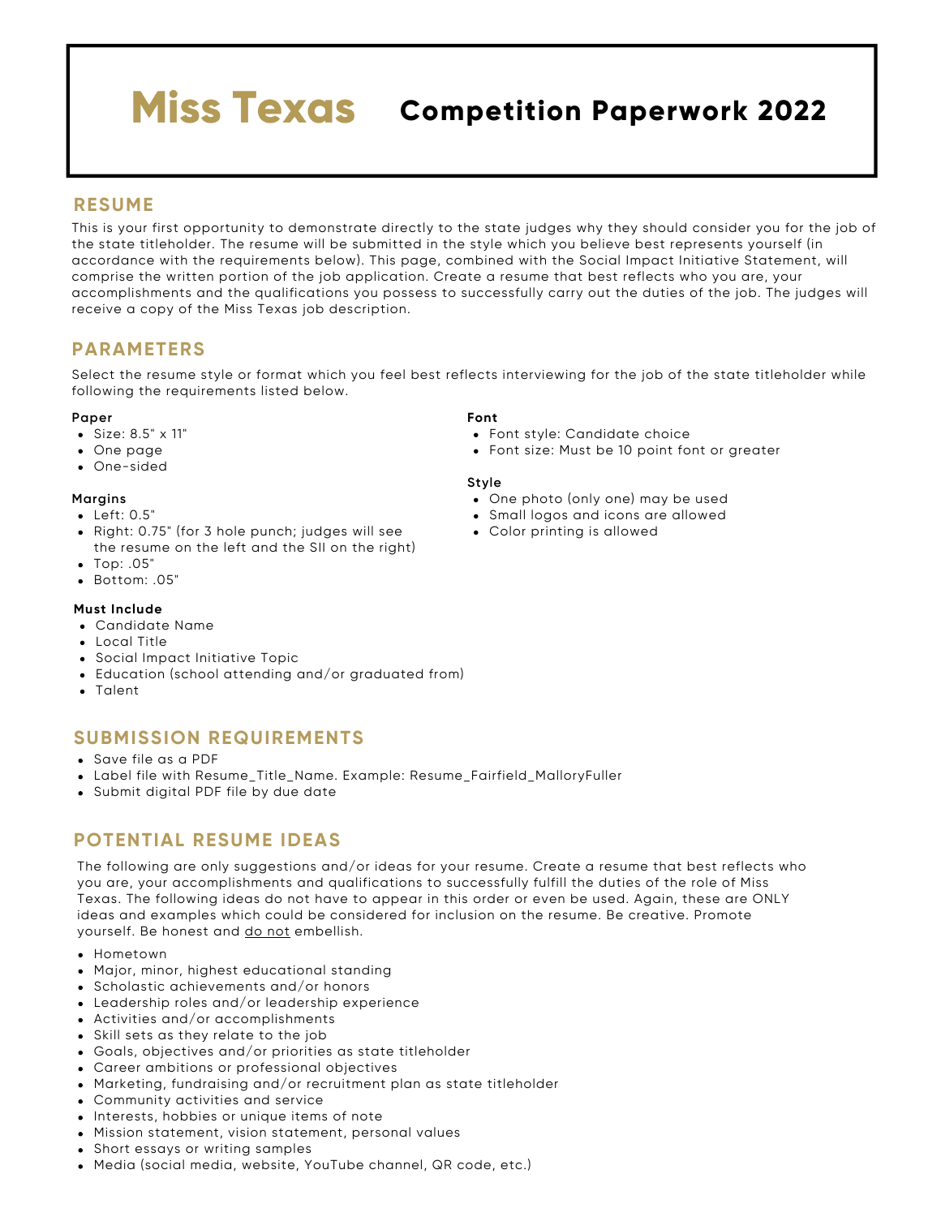# Miss Texas Competition Paperwork 2022

## RESUME

This is your first opportunity to demonstrate directly to the state judges why they should consider you for the job of the state titleholder. The resume will be submitted in the style which you believe best represents yourself (in accordance with the requirements below). This page, combined with the Social Impact Initiative Statement, will comprise the written portion of the job application. Create a resume that best reflects who you are, your accomplishments and the qualifications you possess to successfully carry out the duties of the job. The judges will receive a copy of the Miss Texas job description.

## PARAMETERS

Select the resume style or format which you feel best reflects interviewing for the job of the state titleholder while following the requirements listed below.

**Paper**

- Size: 8.5" x 11"
- One page
- One-sided

**Margins**

- Left: 0.5"
- Right: 0.75" (for 3 hole punch; judges will see the resume on the left and the SII on the right)
- Top: .05"
- Bottom: .05"

**Font**

- Font style: Candidate choice
- Font size: Must be 10 point font or greater

**Style**

- One photo (only one) may be used
- Small logos and icons are allowed
- Color printing is allowed

**Must Include**

- Candidate Name
- Local Title
- Social Impact Initiative Topic
- Education (school attending and/or graduated from)
- Talent

## SUBMISSION REQUIREMENTS

- Save file as a PDF
- Label file with Resume_Title_Name. Example: Resume_Fairfield_MalloryFuller
- Submit digital PDF file by due date

## POTENTIAL RESUME IDEAS

The following are only suggestions and/or ideas for your resume. Create a resume that best reflects who you are, your accomplishments and qualifications to successfully fulfill the duties of the role of Miss Texas. The following ideas do not have to appear in this order or even be used. Again, these are ONLY ideas and examples which could be considered for inclusion on the resume. Be creative. Promote yourself. Be honest and do not embellish.

- Hometown
- Major, minor, highest educational standing
- Scholastic achievements and/or honors
- Leadership roles and/or leadership experience
- Activities and/or accomplishments
- Skill sets as they relate to the job
- Goals, objectives and/or priorities as state titleholder
- Career ambitions or professional objectives
- Marketing, fundraising and/or recruitment plan as state titleholder
- Community activities and service
- Interests, hobbies or unique items of note
- Mission statement, vision statement, personal values
- Short essays or writing samples
- Media (social media, website, YouTube channel, QR code, etc.)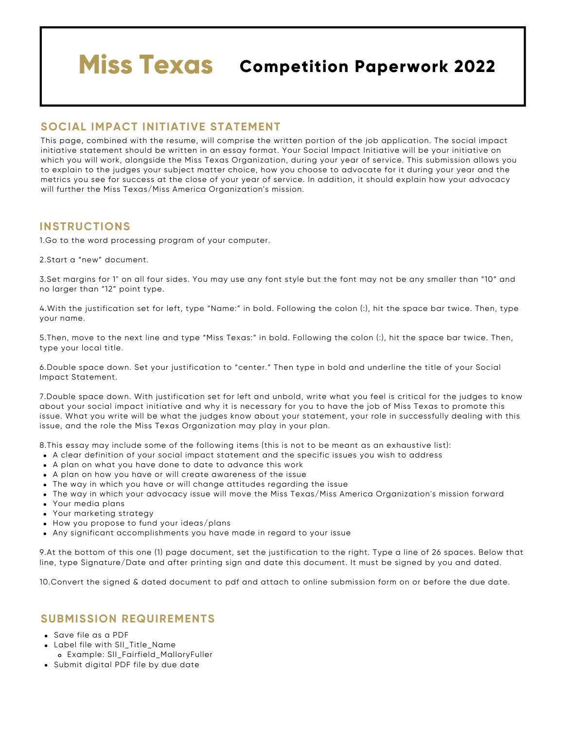# Miss Texas Competition Paperwork 2022

## SOCIAL IMPACT INITIATIVE STATEMENT

This page, combined with the resume, will comprise the written portion of the job application. The social impact initiative statement should be written in an essay format. Your Social Impact Initiative will be your initiative on which you will work, alongside the Miss Texas Organization, during your year of service. This submission allows you to explain to the judges your subject matter choice, how you choose to advocate for it during your year and the metrics you see for success at the close of your year of service. In addition, it should explain how your advocacy will further the Miss Texas/Miss America Organization's mission.

## INSTRUCTIONS

1.Go to the word processing program of your computer.

2.Start a "new" document.

3.Set margins for 1" on all four sides. You may use any font style but the font may not be any smaller than "10" and no larger than "12" point type.

4.With the justification set for left, type "Name:" in bold. Following the colon (:), hit the space bar twice. Then, type your name.

5.Then, move to the next line and type "Miss Texas:" in bold. Following the colon (:), hit the space bar twice. Then, type your local title.

6.Double space down. Set your justification to "center." Then type in bold and underline the title of your Social Impact Statement.

7.Double space down. With justification set for left and unbold, write what you feel is critical for the judges to know about your social impact initiative and why it is necessary for you to have the job of Miss Texas to promote this issue. What you write will be what the judges know about your statement, your role in successfully dealing with this issue, and the role the Miss Texas Organization may play in your plan.

8.This essay may include some of the following items (this is not to be meant as an exhaustive list):

- A clear definition of your social impact statement and the specific issues you wish to address
- A plan on what you have done to date to advance this work
- A plan on how you have or will create awareness of the issue
- The way in which you have or will change attitudes regarding the issue
- The way in which your advocacy issue will move the Miss Texas/Miss America Organization's mission forward
- Your media plans
- Your marketing strategy
- How you propose to fund your ideas/plans
- Any significant accomplishments you have made in regard to your issue

9.At the bottom of this one (1) page document, set the justification to the right. Type a line of 26 spaces. Below that line, type Signature/Date and after printing sign and date this document. It must be signed by you and dated.

10.Convert the signed & dated document to pdf and attach to online submission form on or before the due date.

## SUBMISSION REQUIREMENTS

- Save file as a PDF
- Label file with SII_Title_Name
  - Example: SII_Fairfield_MalloryFuller
- Submit digital PDF file by due date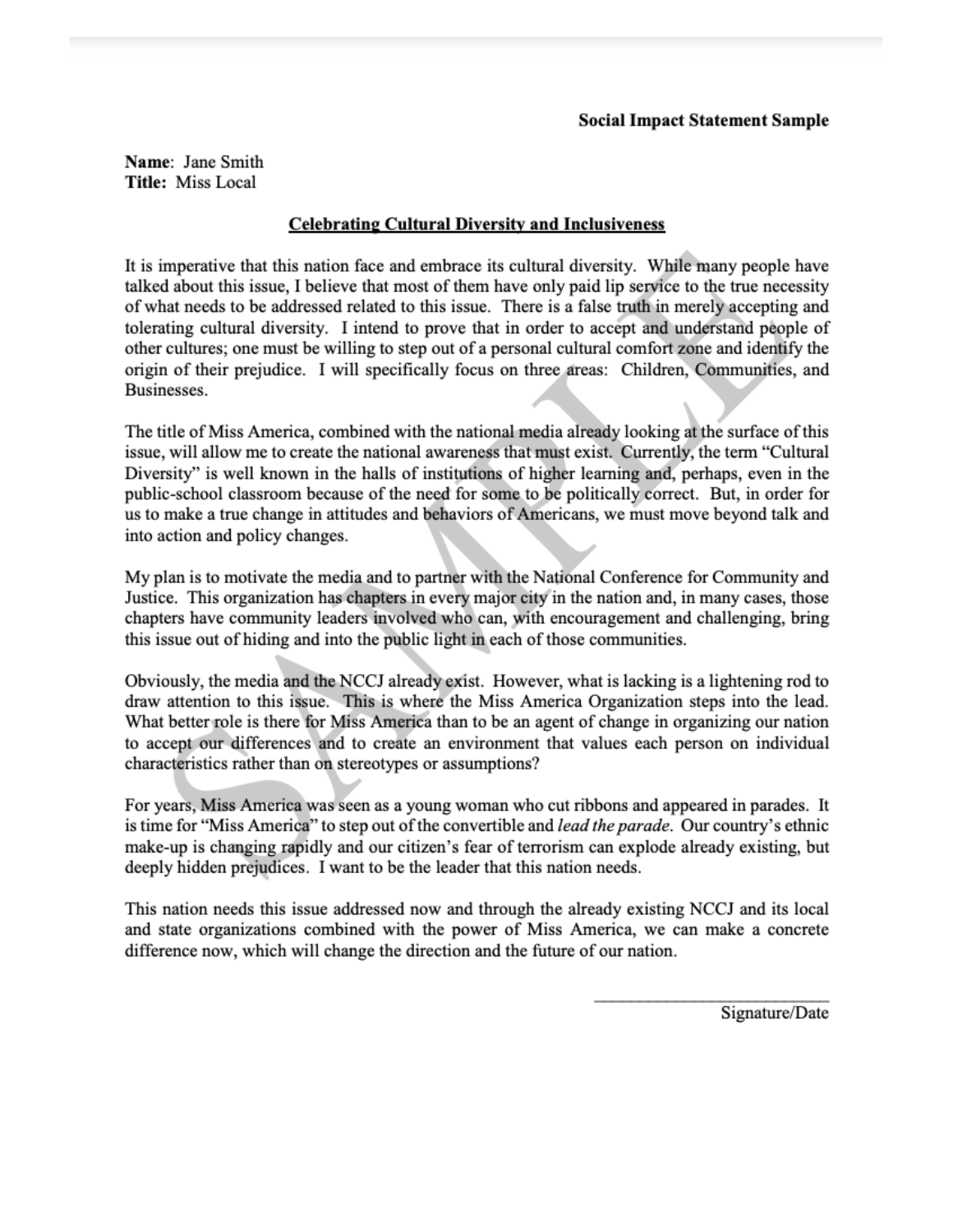**Social Impact Statement Sample**

**Name**: Jane Smith
**Title:** Miss Local

## Celebrating Cultural Diversity and Inclusiveness

It is imperative that this nation face and embrace its cultural diversity. While many people have talked about this issue, I believe that most of them have only paid lip service to the true necessity of what needs to be addressed related to this issue. There is a false truth in merely accepting and tolerating cultural diversity. I intend to prove that in order to accept and understand people of other cultures; one must be willing to step out of a personal cultural comfort zone and identify the origin of their prejudice. I will specifically focus on three areas: Children, Communities, and Businesses.

The title of Miss America, combined with the national media already looking at the surface of this issue, will allow me to create the national awareness that must exist. Currently, the term "Cultural Diversity" is well known in the halls of institutions of higher learning and, perhaps, even in the public-school classroom because of the need for some to be politically correct. But, in order for us to make a true change in attitudes and behaviors of Americans, we must move beyond talk and into action and policy changes.

My plan is to motivate the media and to partner with the National Conference for Community and Justice. This organization has chapters in every major city in the nation and, in many cases, those chapters have community leaders involved who can, with encouragement and challenging, bring this issue out of hiding and into the public light in each of those communities.

Obviously, the media and the NCCJ already exist. However, what is lacking is a lightening rod to draw attention to this issue. This is where the Miss America Organization steps into the lead. What better role is there for Miss America than to be an agent of change in organizing our nation to accept our differences and to create an environment that values each person on individual characteristics rather than on stereotypes or assumptions?

For years, Miss America was seen as a young woman who cut ribbons and appeared in parades. It is time for "Miss America" to step out of the convertible and *lead the parade*. Our country's ethnic make-up is changing rapidly and our citizen's fear of terrorism can explode already existing, but deeply hidden prejudices. I want to be the leader that this nation needs.

This nation needs this issue addressed now and through the already existing NCCJ and its local and state organizations combined with the power of Miss America, we can make a concrete difference now, which will change the direction and the future of our nation.

\_\_\_\_\_\_\_\_\_\_\_\_\_\_\_\_\_\_\_\_\_\_\_\_\_\_

Signature/Date